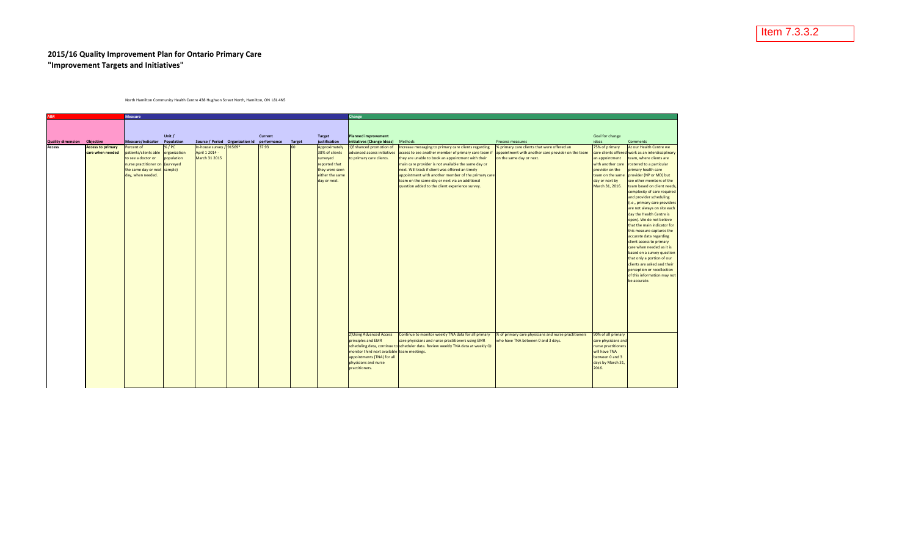Item 7.3.3.2

# 2015/16 Quality Improvement Plan for Ontario Primary Care

## "Improvement Targets and Initiatives"

North Hamilton Community Health Centre 438 Hughson Street North, Hamilton, ON L8L 4N5

| AIM | | Measure | | | | | | | Change | | | | |
|---|---|---|---|---|---|---|---|---|---|---|---|---|---|
| Quality dimension | Objective | Measure/Indicator | Unit / Population | Source / Period | Organization Id | Current performance | Target | Target justification | Planned improvement initiatives (Change Ideas) | Methods | Process measures | Goal for change ideas | Comments |
| Access | Access to primary care when needed | Percent of patients/clients able to see a doctor or nurse practitioner on the same day or next day, when needed. | % / PC organization population (surveyed sample) | In-house survey / April 1 2014 - March 31 2015 | 91569* | 37.93 | 60 | Approximately 38% of clients surveyed reported that they were seen either the same day or next. | 1)Enhanced promotion of advanced access initiatives to primary care clients. | Increase messaging to primary care clients regarding access to see another member of primary care team if they are unable to book an appointment with their main care provider is not available the same day or next. Will track if client was offered an timely appointment with another member of the primary care team on the same day or next via an additional question added to the client experience survey. | % primary care clients that were offered an appointment with another care provider on the team on the same day or next. | 75% of primary care clients offered an appointment with another care provider on the team on the same day or next by March 31, 2016. | At our Health Centre we work as an interdisciplinary team, where clients are rostered to a particular primary health care provider (NP or MD) but see other members of the team based on client needs, complexity of care required and provider scheduling (i.e., primary care providers are not always on site each day the Health Centre is open). We do not believe that the main indicator for this measure captures the accurate data regarding client access to primary care when needed as it is based on a survey question that only a portion of our clients are asked and their perception or recollection of this information may not be accurate. |
| | | | | | | | | | 2)Using Advanced Access principles and EMR scheduling data, continue to monitor third next available appointments (TNA) for all physicians and nurse practitioners. | Continue to monitor weekly TNA data for all primary care physicians and nurse practitioners using EMR scheduler data. Review weekly TNA data at weekly QI team meetings. | % of primary care physicians and nurse practitioners who have TNA between 0 and 3 days. | 90% of all primary care physicians and nurse practitioners will have TNA between 0 and 3 days by March 31, 2016. | |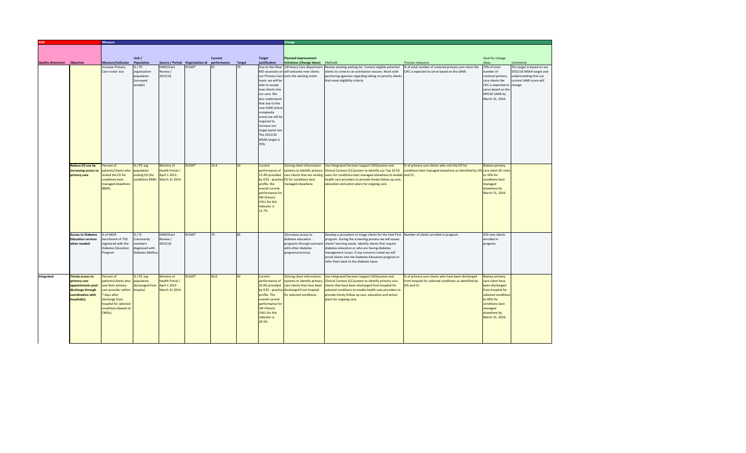| AIM | | Measure | | | | | | | Change | | | | |
|---|---|---|---|---|---|---|---|---|---|---|---|---|---|
| Quality dimension | Objective | Measure/Indicator | Unit / Population | Source / Period | Organization Id | Current performance | Target | Target justification | Planned improvement initiatives (Change Ideas) | Methods | Process measures | Goal for change ideas | Comments |
| | | Increase Primary Care roster size | % / PC organization population (surveyed sample) | EMR/Chart Review / 2015/16 | 91569* | 65 | 70 | Due to the filled MD vacancies on our Primary Care team, we will be able to accept new clients into our care. We also understand that due to the new SAMI (client complexity score) we will be required to increase our target panel size. The 2015/16 MSAA target is 70% | 1)Primary Care department will welcome new clients onto the existing roster. | Review existing waiting list. Contact eligible potential clients to come to an orientation session. Work with partnering agencies regarding taking on priority clients that meet eligibility criteria. | % of total number of rostered primary care client the CHC is expected to serve based on the SAMI. | 70% of total number of rostered primary care clients the CHC is expected to serve based on the NHCHC SAMI by March 31, 2016. | The target is based on our 2015/16 MSAA target and understanding that our current SAMI score will change. |
| | **Reduce ED use by increasing access to primary care** | Percent of patients/clients who visited the ED for conditions best managed elsewhere (BME). | % / PC org population visiting ED (for conditions BME) | Ministry of Health Portal / April 1 2013 - March 31 2014 | 91569* | 13.4 | 10 | Current performance of 13.4% provided by ICES - practice profile. the overall current performance for SW Ontario CHCs for this indicator is 11.7% | 1)Using client information systems to identify primary care clients that are visiting ED for conditions best managed elsewhere. | Use Integrated Decision Support (IDS)system and Clinical Connect (CC)system to identify our Top 10 ED users for conditions best managed elsewhere to enable health care providers to provide timely follow up care, education and action plans for ongoing care. | % of primary care clients who visit the ED for conditions best managed elsewhere as identified by IDS and CC. | Reduce primary care client ED visits to 10% for conditions best managed elsewhere by March 31, 2016. | |
| | **Access to Diabetes Education services when needed** | % of MOH benchmark of 750 registered with the Diabetes Education Program | % / % Community members diagnosed with Diabetes Mellitus | EMR/Chart Review / 2015/16 | 91569* | 74 | 85 | | 1)Increase access to diabetes education programs through outreach with other diabetes programs/services. | Develop a procedure to triage clients for the Feet First program. During the screening process we will assess clients' learning needs. Identify clients that require diabetes education or who are having diabetes management issues. If any concerns noted we will enroll clients into the Diabetes Education program or refer them back to the diabetes team. | Number of clients enrolled in program. | 250 new clients enrolled in program. | |
| **Integrated** | **Timely access to primary care appointments post-discharge through coordination with hospital(s).** | Percent of patients/clients who saw their primary care provider within 7 days after discharge from hospital for selected conditions (based on CMGs). | % / PC org population discharged from hospital | Ministry of Health Portal / April 1 2013 - March 31 2014 | 91569* | 20.6 | 40 | Current performance of 20.6% provided by ICES - practice profile. The overall current performance for SW Ontario CHCs for this indicator is 29.5% | 1)Using client information systems to identify primary care clients that have been discharged from hospital for selected conditions. | Use Integrated Decision Support (IDS)system and Clinical Connect (CC)system to identify primary care clients that have been discharged from hospital for selected conditions to enable health care providers to provide timely follow up care, education and action plans for ongoing care. | % of primary care clients who have been discharged from hospital for selected conditions as identified by IDS and CC. | Reduce primary care client have been discharged from hospital for selected conditions to 40% for conditions best managed elsewhere by March 31, 2016. | |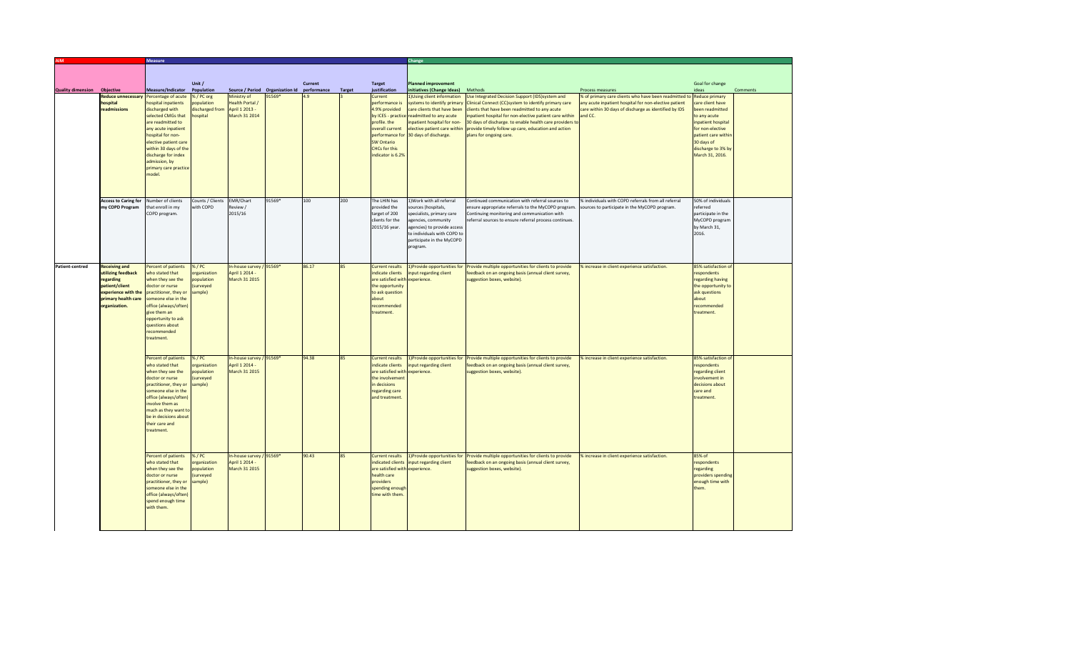| AIM | | Measure | | | | | | | Change | | | | |
|---|---|---|---|---|---|---|---|---|---|---|---|---|---|
| Quality dimension | Objective | Measure/Indicator | Unit / Population | Source / Period | Organization Id | Current performance | Target | Target justification | Planned improvement initiatives (Change Ideas) | Methods | Process measures | Goal for change ideas | Comments |
| | Reduce unnecessary hospital readmissions | Percentage of acute hospital inpatients discharged with selected CMGs that are readmitted to any acute inpatient hospital for non-elective patient care within 30 days of the discharge for index admission, by primary care practice model. | % / PC org population discharged from hospital | Ministry of Health Portal / April 1 2013 - March 31 2014 | 91569* | 4.9 | 3 | Current performance is 4.9% provided by ICES - practice profile. the overall current performance for SW Ontario CHCs for this indicator is 6.2% | 1)Using client information systems to identify primary care clients that have been readmitted to any acute inpatient hospital for non-elective patient care within 30 days of discharge. | Use Integrated Decision Support (IDS)system and Clinical Connect (CC)system to identify primary care clients that have been readmitted to any acute inpatient hospital for non-elective patient care within 30 days of discharge. to enable health care providers to provide timely follow up care, education and action plans for ongoing care. | % of primary care clients who have been readmitted to any acute inpatient hospital for non-elective patient care within 30 days of discharge as identified by IDS and CC. | Reduce primary care client have been readmitted to any acute inpatient hospital for non-elective patient care within 30 days of discharge to 3% by March 31, 2016. | |
| | Access to Caring for my COPD Program | Number of clients that enroll in my COPD program. | Counts / Clients with COPD | EMR/Chart Review / 2015/16 | 91569* | 100 | 200 | The LHIN has provided the target of 200 clients for the 2015/16 year. | 1)Work with all referral sources (hospitals, specialists, primary care agencies, community agencies) to provide access to individuals with COPD to participate in the MyCOPD program. | Continued communication with referral sources to ensure appropriate referrals to the MyCOPD program. Continuing monitoring and communication with referral sources to ensure referral process continues. | % individuals with COPD referrals from all referral sources to participate in the MyCOPD program. | 50% of individuals referred participate in the MyCOPD program by March 31, 2016. | |
| Patient-centred | Receiving and utilizing feedback regarding patient/client experience with the primary health care organization. | Percent of patients who stated that when they see the doctor or nurse practitioner, they or someone else in the office (always/often) give them an opportunity to ask questions about recommended treatment. | % / PC organization population (surveyed sample) | In-house survey / April 1 2014 - March 31 2015 | 91569* | 86.17 | 85 | Current results indicate clients are satisfied with the opportunity to ask question about recommended treatment. | 1)Provide opportunities for input regarding client experience. | Provide multiple opportunities for clients to provide feedback on an ongoing basis (annual client survey, suggestion boxes, website). | % increase in client experience satisfaction. | 85% satisfaction of respondents regarding having the opportunity to ask questions about recommended treatment. | |
| | | Percent of patients who stated that when they see the doctor or nurse practitioner, they or someone else in the office (always/often) involve them as much as they want to be in decisions about their care and treatment. | % / PC organization population (surveyed sample) | In-house survey / April 1 2014 - March 31 2015 | 91569* | 94.38 | 85 | Current results indicate clients are satisfied with the involvement in decisions regarding care and treatment. | 1)Provide opportunities for input regarding client experience. | Provide multiple opportunities for clients to provide feedback on an ongoing basis (annual client survey, suggestion boxes, website). | % increase in client experience satisfaction. | 85% satisfaction of respondents regarding client involvement in decisions about care and treatment. | |
| | | Percent of patients who stated that when they see the doctor or nurse practitioner, they or someone else in the office (always/often) spend enough time with them. | % / PC organization population (surveyed sample) | In-house survey / April 1 2014 - March 31 2015 | 91569* | 90.43 | 85 | Current results indicated clients are satisfied with health care providers spending enough time with them. | 1)Provide opportunities for input regarding client experience. | Provide multiple opportunities for clients to provide feedback on an ongoing basis (annual client survey, suggestion boxes, website). | % increase in client experience satisfaction. | 85% of respondents regarding providers spending enough time with them. | |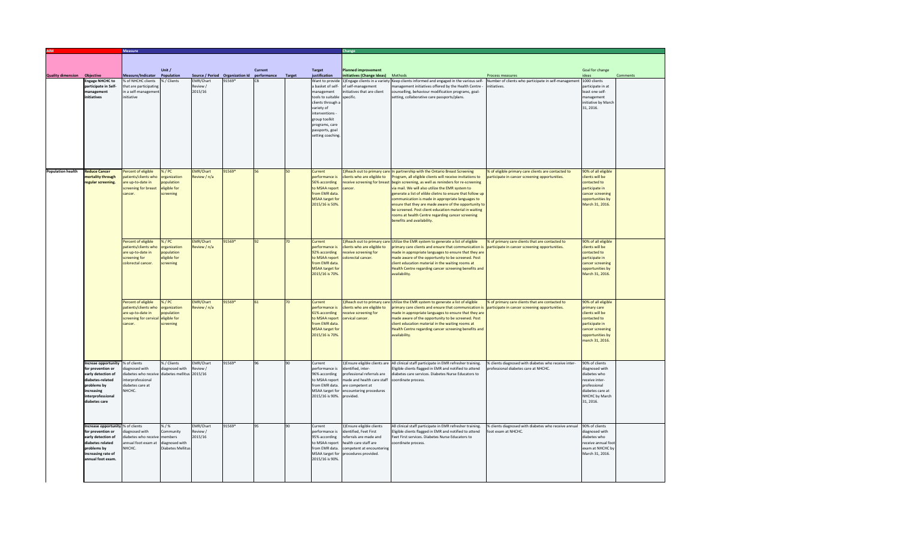| AIM | | Measure | | | | | | | | Change | | | | |
|---|---|---|---|---|---|---|---|---|---|---|---|---|---|---|
| Quality dimension | Objective | Measure/Indicator | Unit / Population | Source / Period | Organization Id | Current performance | Target | Target justification | Planned improvement initiatives (Change Ideas) | Methods | Process measures | Goal for change ideas | Comments |
| | Engage NHCHC to participate in Self-management initiatives | % of NHCHC clients that are participating in a self-management initiative | % / Clients | EMR/Chart Review / 2015/16 | 91569* | CB | | Want to provide a basket of self-management tools to suitable clients through a variety of interventions - group toolkit programs, care passports, goal setting coaching. | 1)Engage clients in a variety of self-management initiatives that are client specific. | Keep clients informed and engaged in the various self-management initiatives offered by the Health Centre - counselling, behaviour modification programs, goal-setting, collaborative care passports/plans. | Number of clients who participate in self-management initiatives. | 1000 clients participate in at least one self-management initiative by March 31, 2016. | |
| Population health | Reduce Cancer mortality through regular screening. | Percent of eligible patients/clients who are up-to-date in screening for breast cancer. | % / PC organization population eligible for screening | EMR/Chart Review / n/a | 91569* | 56 | 50 | Current performance is 56% according to MSAA report from EMR data. MSAA target for 2015/16 is 50%. | 1)Reach out to primary care clients who are eligible to receive screening for breast cancer. | In partnership with the Ontario Breast Screening Program, all eligible clients will receive invitations to begin screening, as well as reminders for re-screening via mail. We will also utilize the EMR system to generate a list of elible cletns to ensure that follow up communication is made in appropriate languages to ensure that they are made aware of the opportunity to be screened. Post client education material in waiting rooms at health Centre regarding cancer screening benefits and availability. | % of eligible primary care clients are contacted to participate in cancer screening opportunities. | 90% of all eligible clients will be contacted to participate in cancer screening opportunities by March 31, 2016. | |
| | | Percent of eligible patients/clients who are up-to-date in screening for colorectal cancer. | % / PC organization population eligible for screening | EMR/Chart Review / n/a | 91569* | 92 | 70 | Current performance is 92% according to MSAA report from EMR data. MSAA target for 2015/16 is 70%. | 1)Reach out to primary care clients who are eligible to receive screening for colorectal cancer. | Utilize the EMR system to generate a list of eligible primary care clients and ensure that communication is made in appropriate languages to ensure that they are made aware of the opportunity to be screened. Post client education material in the waiting rooms at Health Centre regarding cancer screening benefits and availability. | % of primary care clients that are contacted to participate in cancer screening opportunities. | 90% of all eligible clients will be contacted to participate in cancer screening opportunities by March 31, 2016. | |
| | | Percent of eligible patients/clients who are up-to-date in screening for cervical cancer. | % / PC organization population eligible for screening | EMR/Chart Review / n/a | 91569* | 61 | 70 | Current performance is 61% according to MSAA report from EMR data. MSAA target for 2015/16 is 70%. | 1)Reach out to primary care clients who are eligible to receive screening for cervical cancer. | Utilize the EMR system to generate a list of eligible primary care clients and ensure that communication is made in appropriate languages to ensure that they are made aware of the opportunity to be screened. Post client education material in the waiting rooms at Health Centre regarding cancer screening benefits and availability. | % of primary care clients that are contacted to participate in cancer screening opportunities. | 90% of all eligible primary care clients will be contacted to participate in cancer screening opportunities by march 31, 2016. | |
| | Increase opportunity for prevention or early detection of diabetes-related problems by increasing interprofessional diabetes care | % of clients diagnosed with diabetes who receive interprofessional diabetes care at NHCHC. | % / Clients diagnosed with diabetes mellitus | EMR/Chart Review / 2015/16 | 91569* | 96 | 90 | Current performance is 96% according to MSAA report from EMR data. MSAA target for 2015/16 is 90%. | 1)Ensure eligible clients are identified, inter-professional referrals are made and health care staff are competent at encountering procedures provided. | All clinical staff participate in EMR refresher training. Eligible clients flagged in EMR and notified to attend diabetes care services. Diabetes Nurse Educators to coordinate process. | % clients diagnosed with diabetes who receive inter-professional diabetes care at NHCHC. | 90% of clients diagnosed with diabetes who receive inter-professional diabetes care at NHCHC by March 31, 2016. | |
| | Increase opportunity for prevention or early detection of diabetes related problems by increasing rate of annual foot exam. | % of clients diagnosed with diabetes who receive annual foot exam at NHCHC. | % / % Community members diagnosed with Diabetes Mellitus | EMR/Chart Review / 2015/16 | 91569* | 95 | 90 | Current performance is 95% according to MSAA report from EMR data. MSAA target for 2015/16 is 90%. | 1)Ensure eligible clients identified, Feet First referrals are made and health care staff are competent at encountering procedures provided. | All clinical staff participate in EMR refresher training. Eligible clients flagged in EMR and notified to attend Feet First services. Diabetes Nurse Educators to coordinate process. | % clients diagnosed with diabetes who receive annual foot exam at NHCHC. | 90% of clients diagnosed with diabetes who receive annual foot exam at NHCHC by March 31, 2016. | |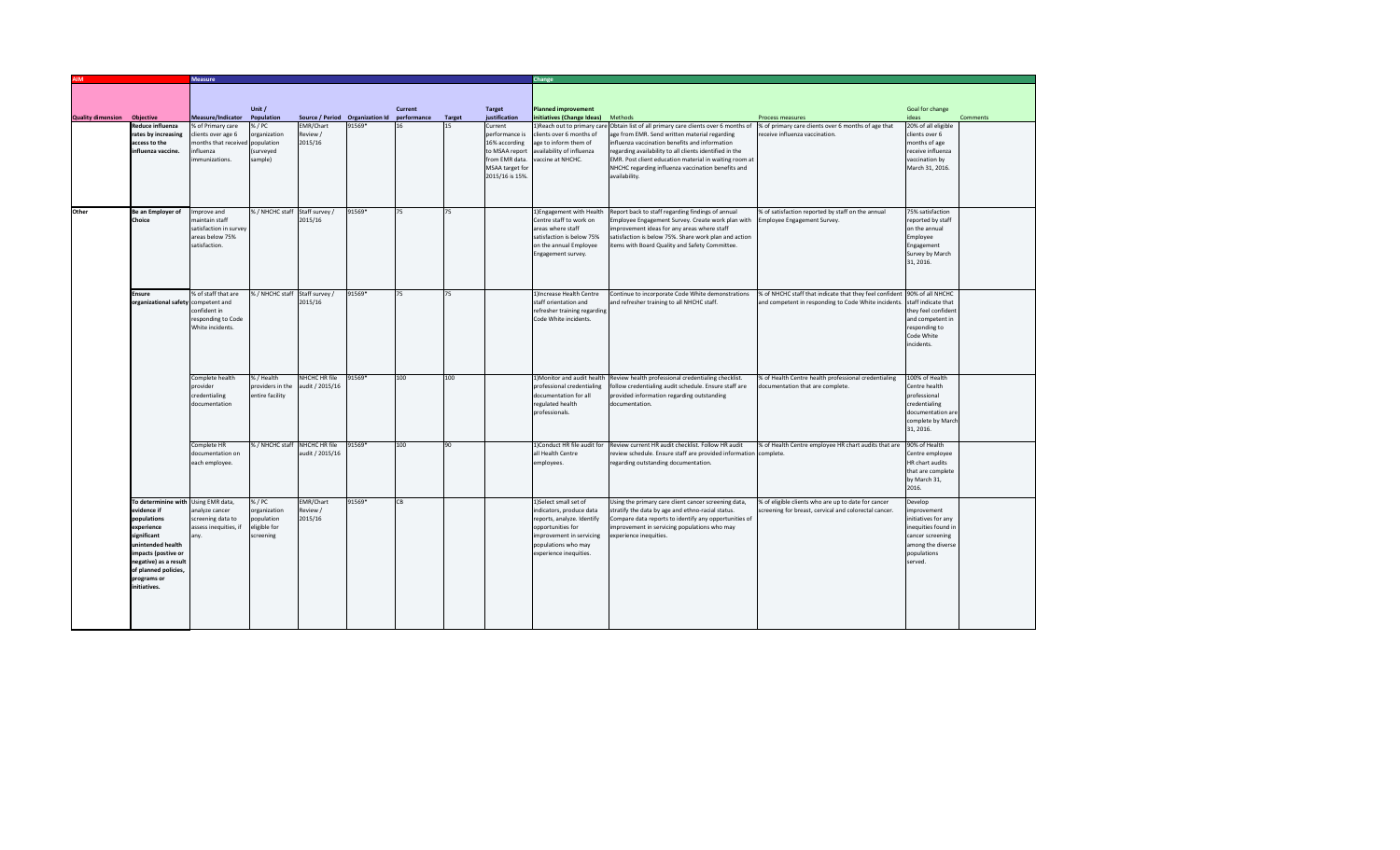| AIM | | Measure | | | | | | | Change | | | | |
|---|---|---|---|---|---|---|---|---|---|---|---|---|---|
| Quality dimension | Objective | Measure/Indicator | Unit / Population | Source / Period | Organization Id | Current performance | Target | Target justification | Planned improvement initiatives (Change Ideas) | Methods | Process measures | Goal for change ideas | Comments |
| | Reduce influenza rates by increasing access to the influenza vaccine. | % of Primary care clients over age 6 months that received influenza immunizations. | % / PC organization population (surveyed sample) | EMR/Chart Review / 2015/16 | 91569* | 16 | 15 | Current performance is 16% according to MSAA report from EMR data. MSAA target for 2015/16 is 15%. | 1)Reach out to primary care clients over 6 months of age to inform them of availability of influenza vaccine at NHCHC. | Obtain list of all primary care clients over 6 months of age from EMR. Send written material regarding influenza vaccination benefits and information regarding availability to all clients identified in the EMR. Post client education material in waiting room at NHCHC regarding influenza vaccination benefits and availability. | % of primary care clients over 6 months of age that receive influenza vaccination. | 20% of all eligible clients over 6 months of age receive influenza vaccination by March 31, 2016. | |
| Other | Be an Employer of Choice | Improve and maintain staff satisfaction in survey areas below 75% satisfaction. | % / NHCHC staff | Staff survey / 2015/16 | 91569* | 75 | 75 | | 1)Engagement with Health Centre staff to work on areas where staff satisfaction is below 75% on the annual Employee Engagement survey. | Report back to staff regarding findings of annual Employee Engagement Survey. Create work plan with improvement ideas for any areas where staff satisfaction is below 75%. Share work plan and action items with Board Quality and Safety Committee. | % of satisfaction reported by staff on the annual Employee Engagement Survey. | 75% satisfaction reported by staff on the annual Employee Engagement Survey by March 31, 2016. | |
| | Ensure organizational safety | % of staff that are competent and confident in responding to Code White incidents. | % / NHCHC staff | Staff survey / 2015/16 | 91569* | 75 | 75 | | 1)Increase Health Centre staff orientation and refresher training regarding Code White incidents. | Continue to incorporate Code White demonstrations and refresher training to all NHCHC staff. | % of NHCHC staff that indicate that they feel confident and competent in responding to Code White incidents. | 90% of all NHCHC staff indicate that they feel confident and competent in responding to Code White incidents. | |
| | | Complete health provider credentialing documentation | % / Health providers in the entire facility | NHCHC HR file audit / 2015/16 | 91569* | 100 | 100 | | 1)Monitor and audit health professional credentialing documentation for all regulated health professionals. | Review health professional credentialing checklist. follow credentialing audit schedule. Ensure staff are provided information regarding outstanding documentation. | % of Health Centre health professional credentialing documentation that are complete. | 100% of Health Centre health professional credentialing documentation are complete by March 31, 2016. | |
| | | Complete HR documentation on each employee. | % / NHCHC staff | NHCHC HR file audit / 2015/16 | 91569* | 100 | 90 | | 1)Conduct HR file audit for all Health Centre employees. | Review current HR audit checklist. Follow HR audit review schedule. Ensure staff are provided with information regarding outstanding documentation. | % of Health Centre employee HR chart audits that are complete. | 90% of Health Centre employee HR chart audits that are complete by March 31, 2016. | |
| | To determinine with evidence if populations experience significant unintended health impacts (postive or negative) as a result of planned policies, programs or initiatives. | Using EMR data, analyze cancer screening data to assess inequities, if any. | % / PC organization population eligible for screening | EMR/Chart Review / 2015/16 | 91569* | CB | | | 1)Select small set of indicators, produce data reports, analyze. Identify opportunities for improvement in servicing populations who may experience inequities. | Using the primary care client cancer screening data, stratify the data by age and ethno-racial status. Compare data reports to identify any opportunities of improvement in servicing populations who may experience inequities. | % of eligible clients who are up to date for cancer screening for breast, cervical and colorectal cancer. | Develop improvement initiatives for any inequities found in cancer screening among the diverse populations served. | |